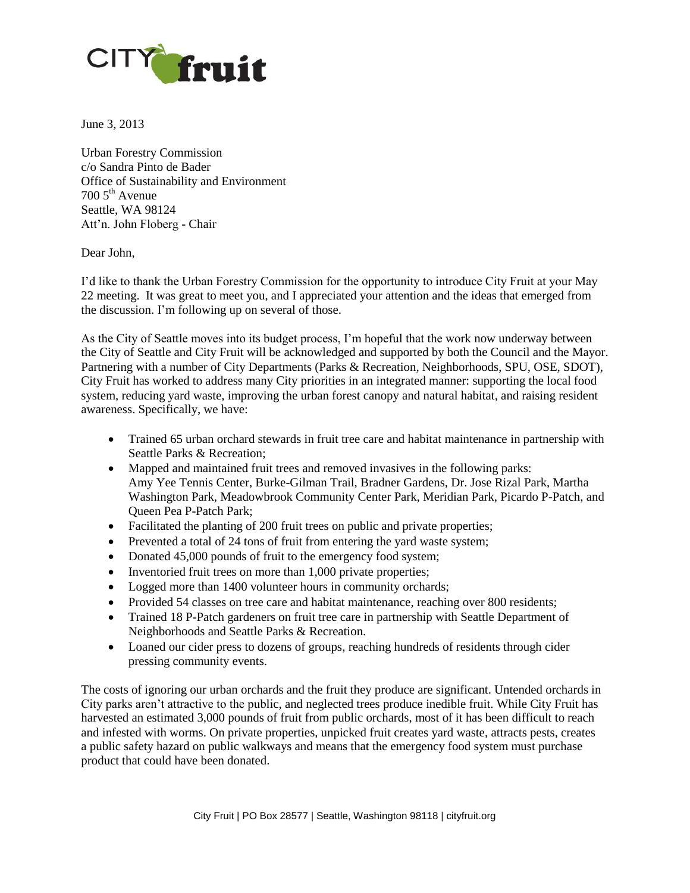CITY fruit

June 3, 2013

Urban Forestry Commission  
c/o Sandra Pinto de Bader  
Office of Sustainability and Environment  
700 5th Avenue  
Seattle, WA 98124  
Att'n. John Floberg - Chair

Dear John,

I'd like to thank the Urban Forestry Commission for the opportunity to introduce City Fruit at your May 22 meeting. It was great to meet you, and I appreciated your attention and the ideas that emerged from the discussion. I'm following up on several of those.

As the City of Seattle moves into its budget process, I'm hopeful that the work now underway between the City of Seattle and City Fruit will be acknowledged and supported by both the Council and the Mayor. Partnering with a number of City Departments (Parks & Recreation, Neighborhoods, SPU, OSE, SDOT), City Fruit has worked to address many City priorities in an integrated manner: supporting the local food system, reducing yard waste, improving the urban forest canopy and natural habitat, and raising resident awareness. Specifically, we have:

- Trained 65 urban orchard stewards in fruit tree care and habitat maintenance in partnership with Seattle Parks & Recreation;
- Mapped and maintained fruit trees and removed invasives in the following parks: Amy Yee Tennis Center, Burke-Gilman Trail, Bradner Gardens, Dr. Jose Rizal Park, Martha Washington Park, Meadowbrook Community Center Park, Meridian Park, Picardo P-Patch, and Queen Pea P-Patch Park;
- Facilitated the planting of 200 fruit trees on public and private properties;
- Prevented a total of 24 tons of fruit from entering the yard waste system;
- Donated 45,000 pounds of fruit to the emergency food system;
- Inventoried fruit trees on more than 1,000 private properties;
- Logged more than 1400 volunteer hours in community orchards;
- Provided 54 classes on tree care and habitat maintenance, reaching over 800 residents;
- Trained 18 P-Patch gardeners on fruit tree care in partnership with Seattle Department of Neighborhoods and Seattle Parks & Recreation.
- Loaned our cider press to dozens of groups, reaching hundreds of residents through cider pressing community events.

The costs of ignoring our urban orchards and the fruit they produce are significant. Untended orchards in City parks aren't attractive to the public, and neglected trees produce inedible fruit. While City Fruit has harvested an estimated 3,000 pounds of fruit from public orchards, most of it has been difficult to reach and infested with worms. On private properties, unpicked fruit creates yard waste, attracts pests, creates a public safety hazard on public walkways and means that the emergency food system must purchase product that could have been donated.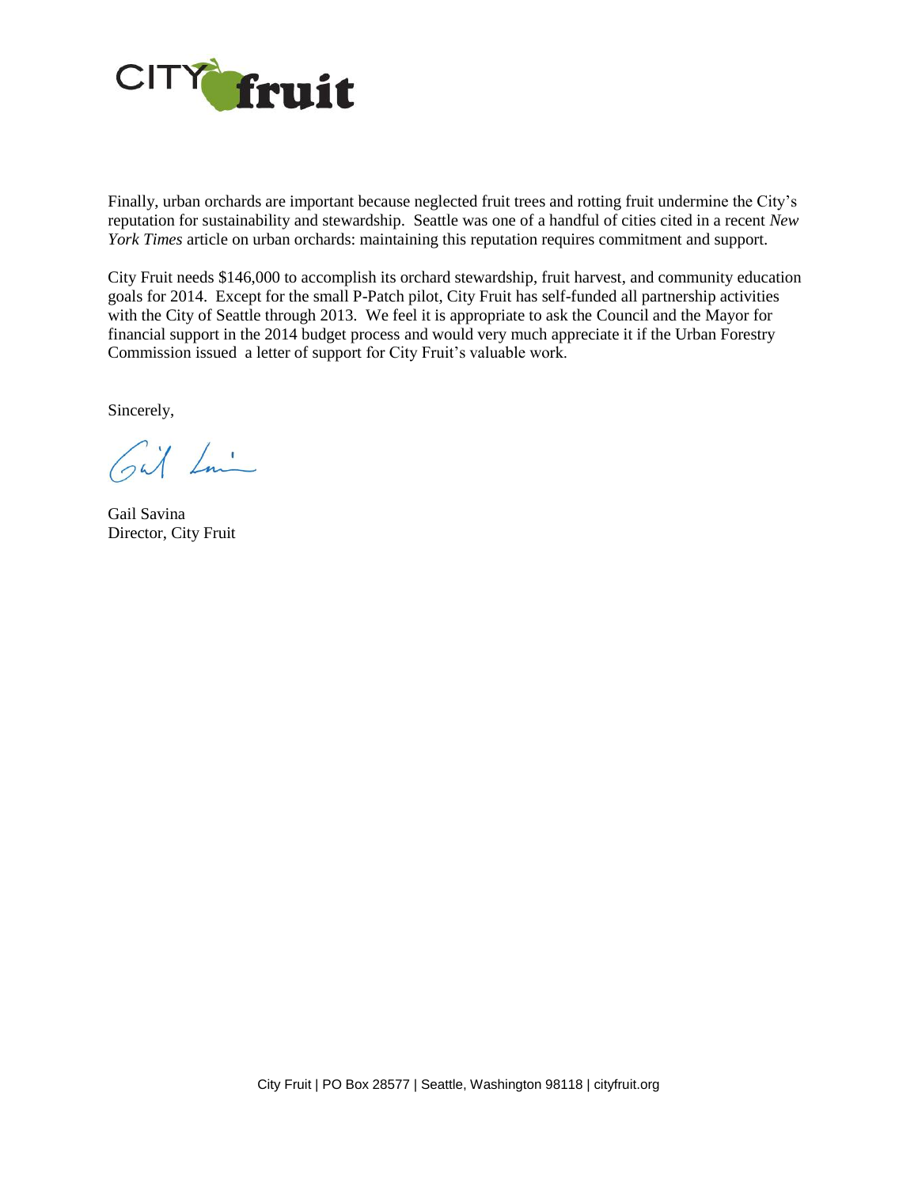Finally, urban orchards are important because neglected fruit trees and rotting fruit undermine the City's reputation for sustainability and stewardship. Seattle was one of a handful of cities cited in a recent *New York Times* article on urban orchards: maintaining this reputation requires commitment and support.

City Fruit needs $146,000 to accomplish its orchard stewardship, fruit harvest, and community education goals for 2014. Except for the small P-Patch pilot, City Fruit has self-funded all partnership activities with the City of Seattle through 2013. We feel it is appropriate to ask the Council and the Mayor for financial support in the 2014 budget process and would very much appreciate it if the Urban Forestry Commission issued a letter of support for City Fruit's valuable work.

Sincerely,

Gail Savina
Director, City Fruit